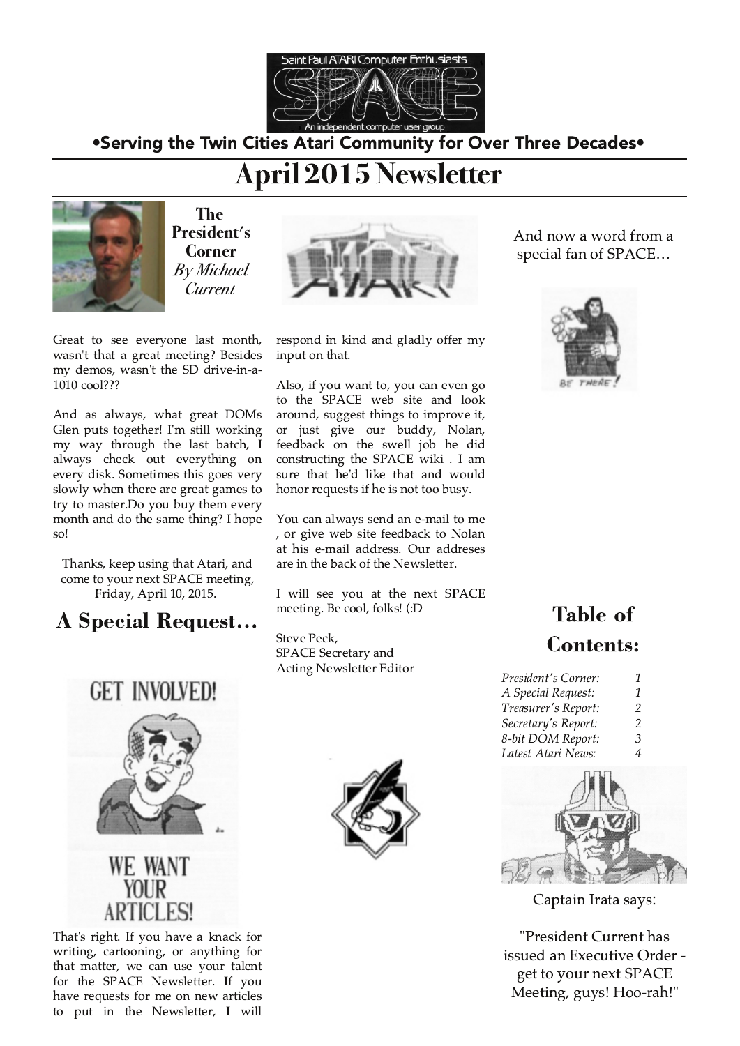•Serving the Twin Cities Atari Community for Over Three Decades•

# April 2015 Newsletter

## The President's Corner
*By Michael Current*

Great to see everyone last month, wasn't that a great meeting? Besides my demos, wasn't the SD drive-in-a-1010 cool???

And as always, what great DOMs Glen puts together! I'm still working my way through the last batch, I always check out everything on every disk. Sometimes this goes very slowly when there are great games to try to master.Do you buy them every month and do the same thing? I hope so!

Thanks, keep using that Atari, and come to your next SPACE meeting, Friday, April 10, 2015.

## A Special Request…

GET INVOLVED!

WE WANT YOUR ARTICLES!

That's right. If you have a knack for writing, cartooning, or anything for that matter, we can use your talent for the SPACE Newsletter. If you have requests for me on new articles to put in the Newsletter, I will respond in kind and gladly offer my input on that.

Also, if you want to, you can even go to the SPACE web site and look around, suggest things to improve it, or just give our buddy, Nolan, feedback on the swell job he did constructing the SPACE wiki . I am sure that he'd like that and would honor requests if he is not too busy.

You can always send an e-mail to me , or give web site feedback to Nolan at his e-mail address. Our addreses are in the back of the Newsletter.

I will see you at the next SPACE meeting. Be cool, folks! (:D

Steve Peck,
SPACE Secretary and
Acting Newsletter Editor

And now a word from a special fan of SPACE…

BE THERE!

## Table of Contents:

| | |
|---|---|
| *President's Corner:* | *1* |
| *A Special Request:* | *1* |
| *Treasurer's Report:* | *2* |
| *Secretary's Report:* | *2* |
| *8-bit DOM Report:* | *3* |
| *Latest Atari News:* | *4* |

Captain Irata says:

"President Current has issued an Executive Order - get to your next SPACE Meeting, guys! Hoo-rah!"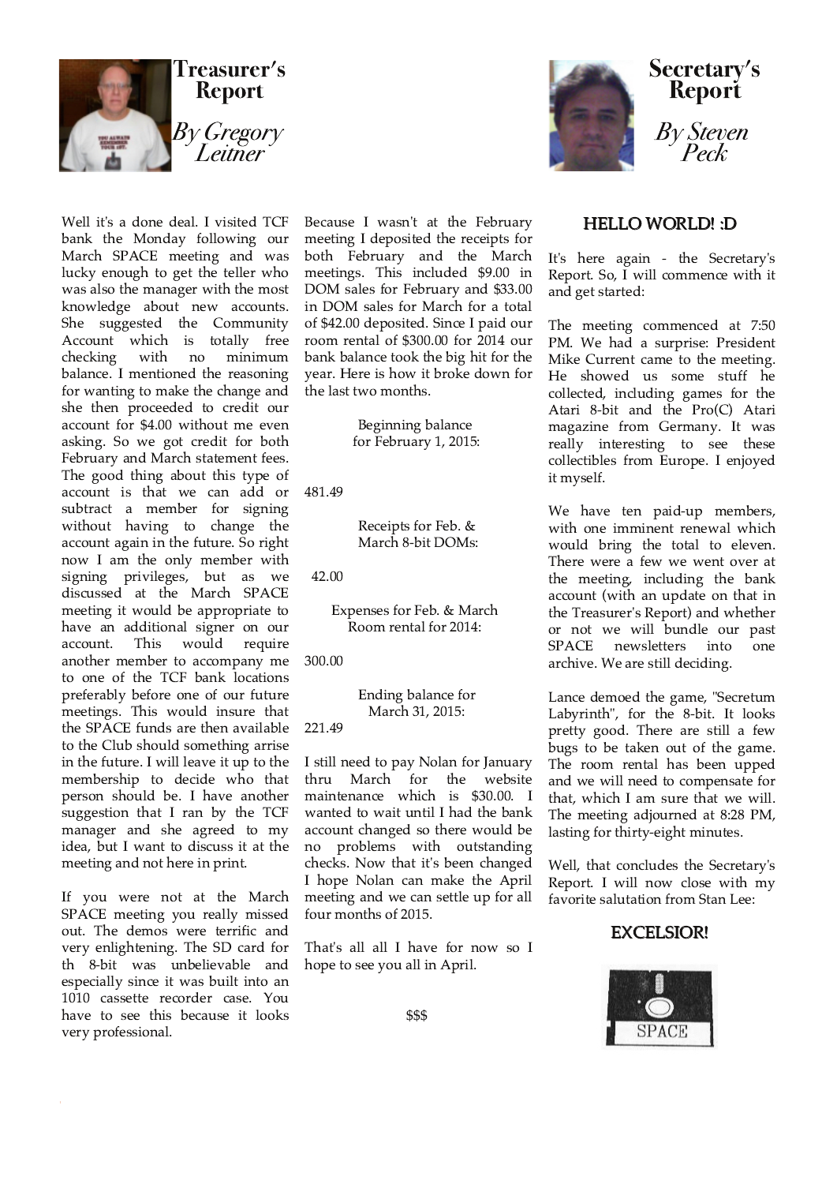## Treasurer's Report

*By Gregory Leitner*

Well it's a done deal. I visited TCF bank the Monday following our March SPACE meeting and was lucky enough to get the teller who was also the manager with the most knowledge about new accounts. She suggested the Community Account which is totally free checking with no minimum balance. I mentioned the reasoning for wanting to make the change and she then proceeded to credit our account for $4.00 without me even asking. So we got credit for both February and March statement fees. The good thing about this type of account is that we can add or subtract a member for signing without having to change the account again in the future. So right now I am the only member with signing privileges, but as we discussed at the March SPACE meeting it would be appropriate to have an additional signer on our account. This would require another member to accompany me to one of the TCF bank locations preferably before one of our future meetings. This would insure that the SPACE funds are then available to the Club should something arrise in the future. I will leave it up to the membership to decide who that person should be. I have another suggestion that I ran by the TCF manager and she agreed to my idea, but I want to discuss it at the meeting and not here in print.

If you were not at the March SPACE meeting you really missed out. The demos were terrific and very enlightening. The SD card for th 8-bit was unbelievable and especially since it was built into an 1010 cassette recorder case. You have to see this because it looks very professional.

Because I wasn't at the February meeting I deposited the receipts for both February and the March meetings. This included $9.00 in DOM sales for February and $33.00 in DOM sales for March for a total of $42.00 deposited. Since I paid our room rental of $300.00 for 2014 our bank balance took the big hit for the year. Here is how it broke down for the last two months.

Beginning balance for February 1, 2015:

481.49

Receipts for Feb. & March 8-bit DOMs:

42.00

Expenses for Feb. & March Room rental for 2014:

300.00

Ending balance for March 31, 2015:

221.49

I still need to pay Nolan for January thru March for the website maintenance which is $30.00. I wanted to wait until I had the bank account changed so there would be no problems with outstanding checks. Now that it's been changed I hope Nolan can make the April meeting and we can settle up for all four months of 2015.

That's all all I have for now so I hope to see you all in April.

$$$

## Secretary's Report

*By Steven Peck*

### HELLO WORLD! :D

It's here again - the Secretary's Report. So, I will commence with it and get started:

The meeting commenced at 7:50 PM. We had a surprise: President Mike Current came to the meeting. He showed us some stuff he collected, including games for the Atari 8-bit and the Pro(C) Atari magazine from Germany. It was really interesting to see these collectibles from Europe. I enjoyed it myself.

We have ten paid-up members, with one imminent renewal which would bring the total to eleven. There were a few we went over at the meeting, including the bank account (with an update on that in the Treasurer's Report) and whether or not we will bundle our past SPACE newsletters into one archive. We are still deciding.

Lance demoed the game, "Secretum Labyrinth", for the 8-bit. It looks pretty good. There are still a few bugs to be taken out of the game. The room rental has been upped and we will need to compensate for that, which I am sure that we will. The meeting adjourned at 8:28 PM, lasting for thirty-eight minutes.

Well, that concludes the Secretary's Report. I will now close with my favorite salutation from Stan Lee:

### EXCELSIOR!

SPACE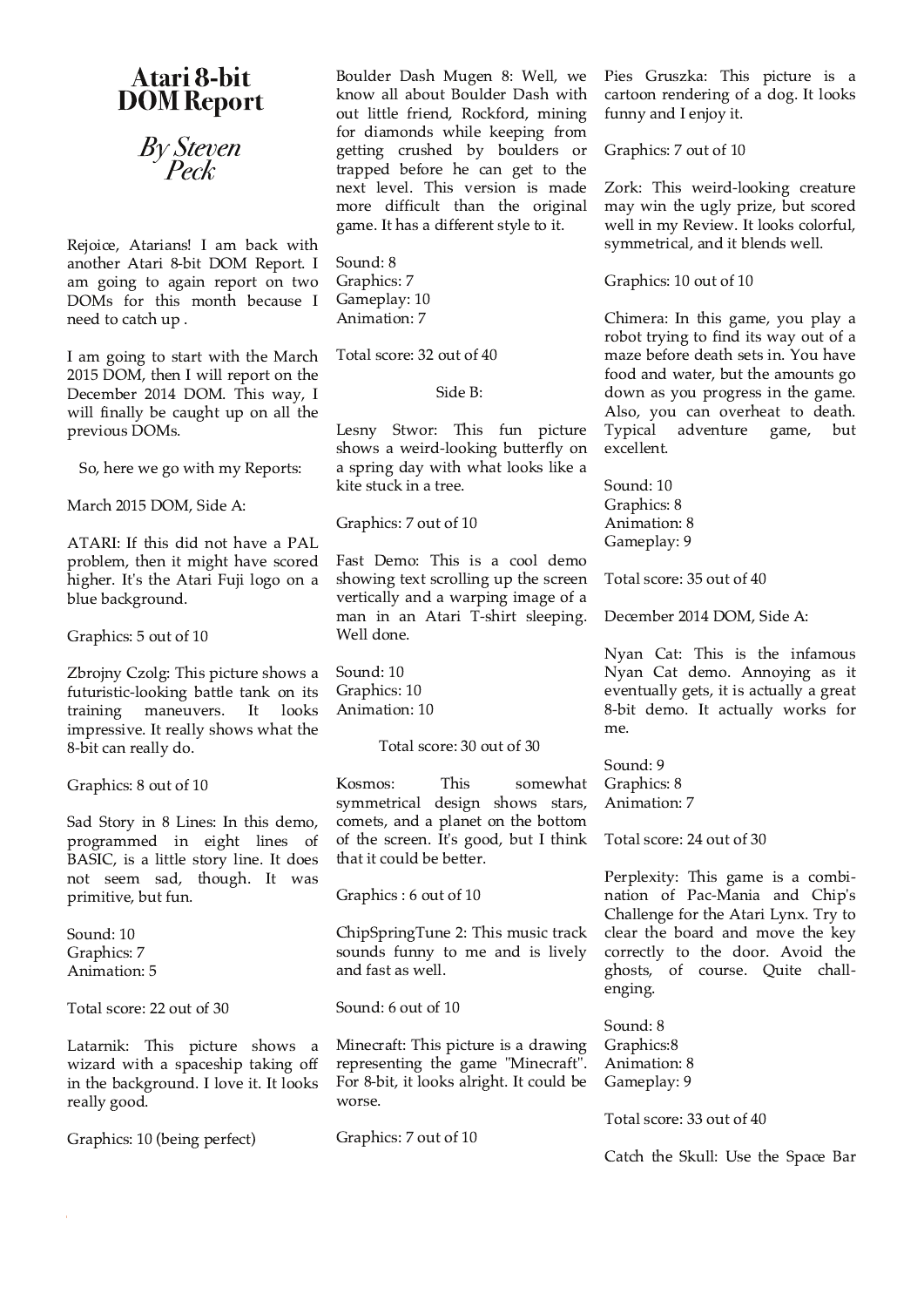# Atari 8-bit DOM Report

## *By Steven Peck*

Rejoice, Atarians! I am back with another Atari 8-bit DOM Report. I am going to again report on two DOMs for this month because I need to catch up .

I am going to start with the March 2015 DOM, then I will report on the December 2014 DOM. This way, I will finally be caught up on all the previous DOMs.

So, here we go with my Reports:

March 2015 DOM, Side A:

ATARI: If this did not have a PAL problem, then it might have scored higher. It's the Atari Fuji logo on a blue background.

Graphics: 5 out of 10

Zbrojny Czolg: This picture shows a futuristic-looking battle tank on its training maneuvers. It looks impressive. It really shows what the 8-bit can really do.

Graphics: 8 out of 10

Sad Story in 8 Lines: In this demo, programmed in eight lines of BASIC, is a little story line. It does not seem sad, though. It was primitive, but fun.

Sound: 10
Graphics: 7
Animation: 5

Total score: 22 out of 30

Latarnik: This picture shows a wizard with a spaceship taking off in the background. I love it. It looks really good.

Graphics: 10 (being perfect)

Boulder Dash Mugen 8: Well, we know all about Boulder Dash with out little friend, Rockford, mining for diamonds while keeping from getting crushed by boulders or trapped before he can get to the next level. This version is made more difficult than the original game. It has a different style to it.

Sound: 8
Graphics: 7
Gameplay: 10
Animation: 7

Total score: 32 out of 40

Side B:

Lesny Stwor: This fun picture shows a weird-looking butterfly on a spring day with what looks like a kite stuck in a tree.

Graphics: 7 out of 10

Fast Demo: This is a cool demo showing text scrolling up the screen vertically and a warping image of a man in an Atari T-shirt sleeping. Well done.

Sound: 10
Graphics: 10
Animation: 10

Total score: 30 out of 30

Kosmos: This somewhat symmetrical design shows stars, comets, and a planet on the bottom of the screen. It's good, but I think that it could be better.

Graphics : 6 out of 10

ChipSpringTune 2: This music track sounds funny to me and is lively and fast as well.

Sound: 6 out of 10

Minecraft: This picture is a drawing representing the game "Minecraft". For 8-bit, it looks alright. It could be worse.

Graphics: 7 out of 10

Pies Gruszka: This picture is a cartoon rendering of a dog. It looks funny and I enjoy it.

Graphics: 7 out of 10

Zork: This weird-looking creature may win the ugly prize, but scored well in my Review. It looks colorful, symmetrical, and it blends well.

Graphics: 10 out of 10

Chimera: In this game, you play a robot trying to find its way out of a maze before death sets in. You have food and water, but the amounts go down as you progress in the game. Also, you can overheat to death. Typical adventure game, but excellent.

Sound: 10
Graphics: 8
Animation: 8
Gameplay: 9

Total score: 35 out of 40

December 2014 DOM, Side A:

Nyan Cat: This is the infamous Nyan Cat demo. Annoying as it eventually gets, it is actually a great 8-bit demo. It actually works for me.

Sound: 9
Graphics: 8
Animation: 7

Total score: 24 out of 30

Perplexity: This game is a combination of Pac-Mania and Chip's Challenge for the Atari Lynx. Try to clear the board and move the key correctly to the door. Avoid the ghosts, of course. Quite challenging.

Sound: 8
Graphics:8
Animation: 8
Gameplay: 9

Total score: 33 out of 40

Catch the Skull: Use the Space Bar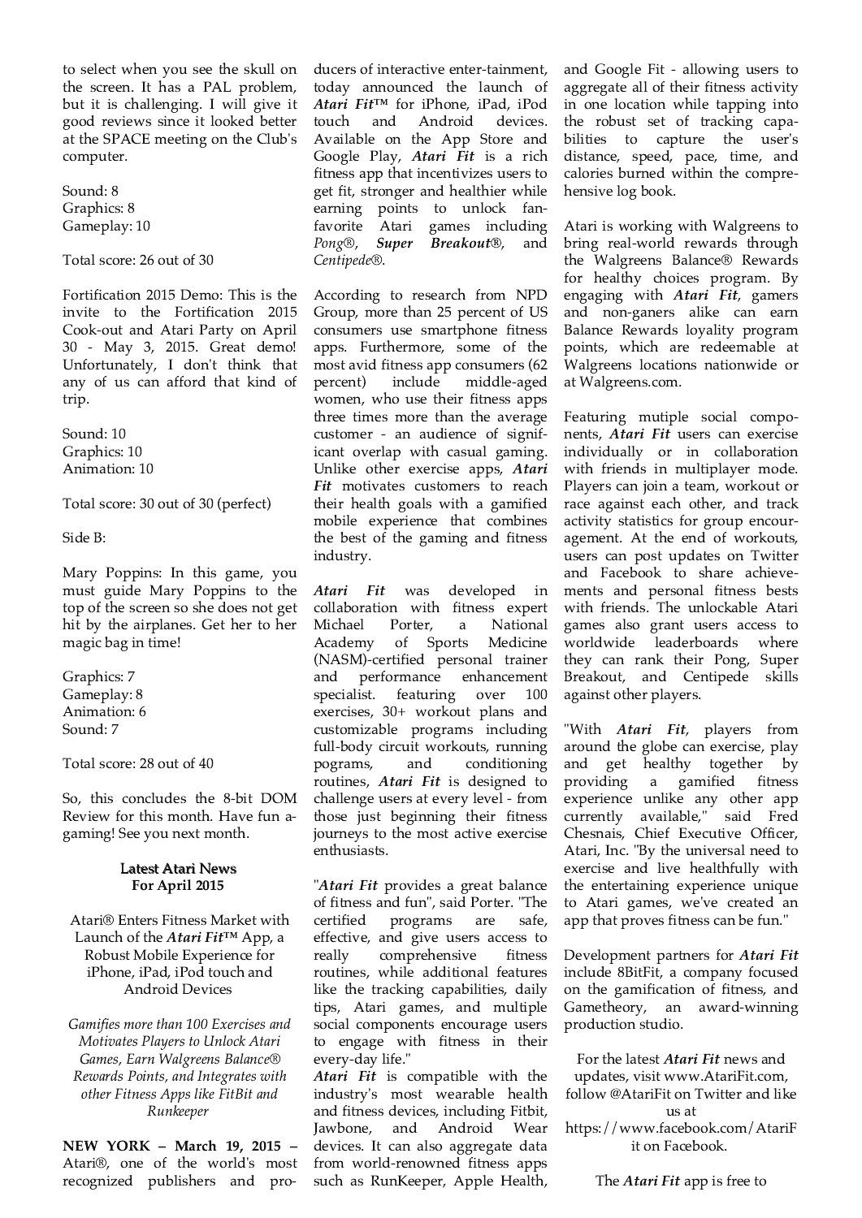to select when you see the skull on the screen. It has a PAL problem, but it is challenging. I will give it good reviews since it looked better at the SPACE meeting on the Club's computer.

Sound: 8
Graphics: 8
Gameplay: 10

Total score: 26 out of 30

Fortification 2015 Demo: This is the invite to the Fortification 2015 Cook-out and Atari Party on April 30 - May 3, 2015. Great demo! Unfortunately, I don't think that any of us can afford that kind of trip.

Sound: 10
Graphics: 10
Animation: 10

Total score: 30 out of 30 (perfect)

Side B:

Mary Poppins: In this game, you must guide Mary Poppins to the top of the screen so she does not get hit by the airplanes. Get her to her magic bag in time!

Graphics: 7
Gameplay: 8
Animation: 6
Sound: 7

Total score: 28 out of 40

So, this concludes the 8-bit DOM Review for this month. Have fun a-gaming! See you next month.

## Latest Atari News For April 2015

### Atari® Enters Fitness Market with Launch of the *Atari Fit*™ App, a Robust Mobile Experience for iPhone, iPad, iPod touch and Android Devices

*Gamifies more than 100 Exercises and Motivates Players to Unlock Atari Games, Earn Walgreens Balance® Rewards Points, and Integrates with other Fitness Apps like FitBit and Runkeeper*

**NEW YORK – March 19, 2015 –** Atari®, one of the world's most recognized publishers and producers of interactive enter-tainment, today announced the launch of ***Atari Fit***™ for iPhone, iPad, iPod touch and Android devices. Available on the App Store and Google Play, ***Atari Fit*** is a rich fitness app that incentivizes users to get fit, stronger and healthier while earning points to unlock fan-favorite Atari games including *Pong*®, ***Super Breakout***®, and *Centipede*®.

According to research from NPD Group, more than 25 percent of US consumers use smartphone fitness apps. Furthermore, some of the most avid fitness app consumers (62 percent) include middle-aged women, who use their fitness apps three times more than the average customer - an audience of significant overlap with casual gaming. Unlike other exercise apps, ***Atari Fit*** motivates customers to reach their health goals with a gamified mobile experience that combines the best of the gaming and fitness industry.

***Atari Fit*** was developed in collaboration with fitness expert Michael Porter, a National Academy of Sports Medicine (NASM)-certified personal trainer and performance enhancement specialist. featuring over 100 exercises, 30+ workout plans and customizable programs including full-body circuit workouts, running pograms, and conditioning routines, ***Atari Fit*** is designed to challenge users at every level - from those just beginning their fitness journeys to the most active exercise enthusiasts.

"***Atari Fit*** provides a great balance of fitness and fun", said Porter. "The certified programs are safe, effective, and give users access to really comprehensive fitness routines, while additional features like the tracking capabilities, daily tips, Atari games, and multiple social components encourage users to engage with fitness in their every-day life."

***Atari Fit*** is compatible with the industry's most wearable health and fitness devices, including Fitbit, Jawbone, and Android Wear devices. It can also aggregate data from world-renowned fitness apps such as RunKeeper, Apple Health, and Google Fit - allowing users to aggregate all of their fitness activity in one location while tapping into the robust set of tracking capabilities to capture the user's distance, speed, pace, time, and calories burned within the comprehensive log book.

Atari is working with Walgreens to bring real-world rewards through the Walgreens Balance® Rewards for healthy choices program. By engaging with ***Atari Fit***, gamers and non-ganers alike can earn Balance Rewards loyality program points, which are redeemable at Walgreens locations nationwide or at Walgreens.com.

Featuring mutiple social components, ***Atari Fit*** users can exercise individually or in collaboration with friends in multiplayer mode. Players can join a team, workout or race against each other, and track activity statistics for group encouragement. At the end of workouts, users can post updates on Twitter and Facebook to share achievements and personal fitness bests with friends. The unlockable Atari games also grant users access to worldwide leaderboards where they can rank their Pong, Super Breakout, and Centipede skills against other players.

"With ***Atari Fit***, players from around the globe can exercise, play and get healthy together by providing a gamified fitness experience unlike any other app currently available," said Fred Chesnais, Chief Executive Officer, Atari, Inc. "By the universal need to exercise and live healthfully with the entertaining experience unique to Atari games, we've created an app that proves fitness can be fun."

Development partners for ***Atari Fit*** include 8BitFit, a company focused on the gamification of fitness, and Gametheory, an award-winning production studio.

For the latest ***Atari Fit*** news and updates, visit www.AtariFit.com, follow @AtariFit on Twitter and like us at https://www.facebook.com/AtariFit on Facebook.

The ***Atari Fit*** app is free to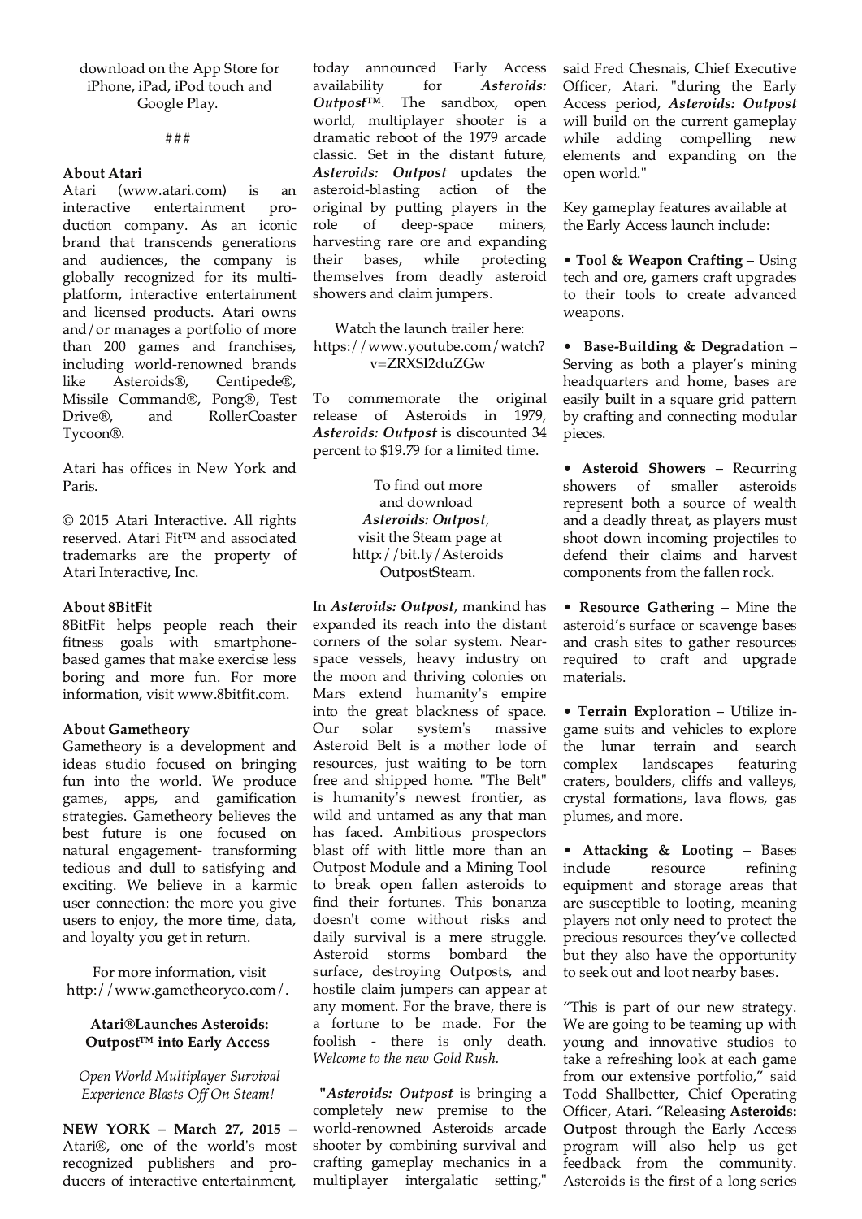download on the App Store for iPhone, iPad, iPod touch and Google Play.

###

**About Atari**
Atari (www.atari.com) is an interactive entertainment production company. As an iconic brand that transcends generations and audiences, the company is globally recognized for its multi-platform, interactive entertainment and licensed products. Atari owns and/or manages a portfolio of more than 200 games and franchises, including world-renowned brands like Asteroids®, Centipede®, Missile Command®, Pong®, Test Drive®, and RollerCoaster Tycoon®.

Atari has offices in New York and Paris.

© 2015 Atari Interactive. All rights reserved. Atari Fit™ and associated trademarks are the property of Atari Interactive, Inc.

**About 8BitFit**
8BitFit helps people reach their fitness goals with smartphone-based games that make exercise less boring and more fun. For more information, visit www.8bitfit.com.

**About Gametheory**
Gametheory is a development and ideas studio focused on bringing fun into the world. We produce games, apps, and gamification strategies. Gametheory believes the best future is one focused on natural engagement- transforming tedious and dull to satisfying and exciting. We believe in a karmic user connection: the more you give users to enjoy, the more time, data, and loyalty you get in return.

For more information, visit http://www.gametheoryco.com/.

**Atari®Launches Asteroids: Outpost™ into Early Access**

*Open World Multiplayer Survival Experience Blasts Off On Steam!*

**NEW YORK – March 27, 2015 –** Atari®, one of the world's most recognized publishers and producers of interactive entertainment, today announced Early Access availability for ***Asteroids: Outpost™***. The sandbox, open world, multiplayer shooter is a dramatic reboot of the 1979 arcade classic. Set in the distant future, ***Asteroids: Outpost*** updates the asteroid-blasting action of the original by putting players in the role of deep-space miners, harvesting rare ore and expanding their bases, while protecting themselves from deadly asteroid showers and claim jumpers.

Watch the launch trailer here: https://www.youtube.com/watch?v=ZRXSI2duZGw

To commemorate the original release of Asteroids in 1979, ***Asteroids: Outpost*** is discounted 34 percent to $19.79 for a limited time.

To find out more and download ***Asteroids: Outpost***, visit the Steam page at http://bit.ly/AsteroidsOutpostSteam.

In ***Asteroids: Outpost***, mankind has expanded its reach into the distant corners of the solar system. Near-space vessels, heavy industry on the moon and thriving colonies on Mars extend humanity's empire into the great blackness of space. Our solar system's massive Asteroid Belt is a mother lode of resources, just waiting to be torn free and shipped home. "The Belt" is humanity's newest frontier, as wild and untamed as any that man has faced. Ambitious prospectors blast off with little more than an Outpost Module and a Mining Tool to break open fallen asteroids to find their fortunes. This bonanza doesn't come without risks and daily survival is a mere struggle. Asteroid storms bombard the surface, destroying Outposts, and hostile claim jumpers can appear at any moment. For the brave, there is a fortune to be made. For the foolish - there is only death. *Welcome to the new Gold Rush.*

"***Asteroids: Outpost*** is bringing a completely new premise to the world-renowned Asteroids arcade shooter by combining survival and crafting gameplay mechanics in a multiplayer intergalatic setting," said Fred Chesnais, Chief Executive Officer, Atari. "during the Early Access period, ***Asteroids: Outpost*** will build on the current gameplay while adding compelling new elements and expanding on the open world."

Key gameplay features available at the Early Access launch include:

• **Tool & Weapon Crafting** – Using tech and ore, gamers craft upgrades to their tools to create advanced weapons.

• **Base-Building & Degradation** – Serving as both a player's mining headquarters and home, bases are easily built in a square grid pattern by crafting and connecting modular pieces.

• **Asteroid Showers** – Recurring showers of smaller asteroids represent both a source of wealth and a deadly threat, as players must shoot down incoming projectiles to defend their claims and harvest components from the fallen rock.

• **Resource Gathering** – Mine the asteroid's surface or scavenge bases and crash sites to gather resources required to craft and upgrade materials.

• **Terrain Exploration** – Utilize in-game suits and vehicles to explore the lunar terrain and search complex landscapes featuring craters, boulders, cliffs and valleys, crystal formations, lava flows, gas plumes, and more.

• **Attacking & Looting** – Bases include resource refining equipment and storage areas that are susceptible to looting, meaning players not only need to protect the precious resources they've collected but they also have the opportunity to seek out and loot nearby bases.

"This is part of our new strategy. We are going to be teaming up with young and innovative studios to take a refreshing look at each game from our extensive portfolio," said Todd Shallbetter, Chief Operating Officer, Atari. "Releasing **Asteroids: Outpost** through the Early Access program will also help us get feedback from the community. Asteroids is the first of a long series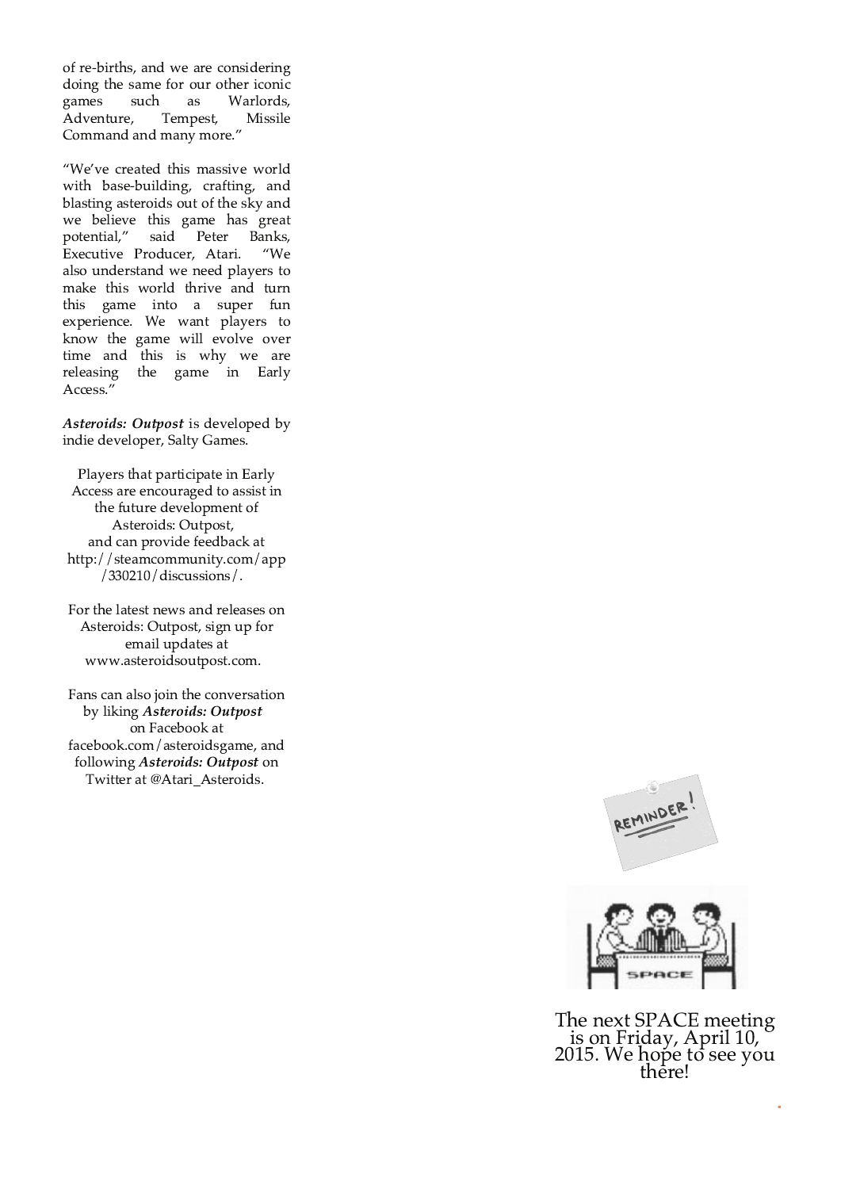of re-births, and we are considering doing the same for our other iconic games such as Warlords, Adventure, Tempest, Missile Command and many more."

"We've created this massive world with base-building, crafting, and blasting asteroids out of the sky and we believe this game has great potential," said Peter Banks, Executive Producer, Atari. "We also understand we need players to make this world thrive and turn this game into a super fun experience. We want players to know the game will evolve over time and this is why we are releasing the game in Early Access."

***Asteroids: Outpost*** is developed by indie developer, Salty Games.

Players that participate in Early Access are encouraged to assist in the future development of Asteroids: Outpost, and can provide feedback at http://steamcommunity.com/app/330210/discussions/.

For the latest news and releases on Asteroids: Outpost, sign up for email updates at www.asteroidsoutpost.com.

Fans can also join the conversation by liking ***Asteroids: Outpost*** on Facebook at facebook.com/asteroidsgame, and following ***Asteroids: Outpost*** on Twitter at @Atari_Asteroids.

The next SPACE meeting is on Friday, April 10, 2015. We hope to see you there!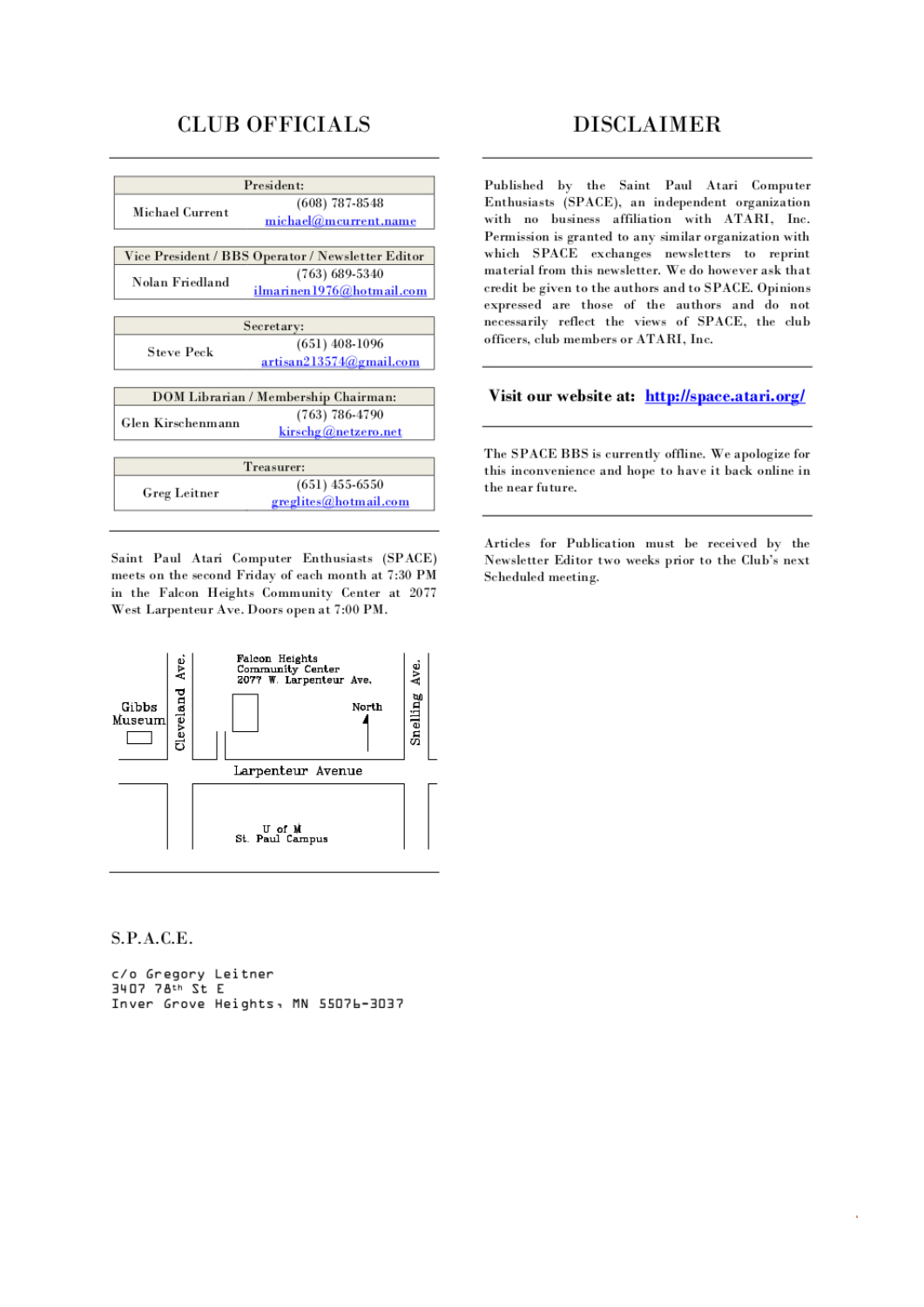## CLUB OFFICIALS

| President: | |
|---|---|
| Michael Current | (608) 787-8548<br>michael@mcurrent.name |

| Vice President / BBS Operator / Newsletter Editor | |
|---|---|
| Nolan Friedland | (763) 689-5340<br>ilmarinen1976@hotmail.com |

| Secretary: | |
|---|---|
| Steve Peck | (651) 408-1096<br>artisan213574@gmail.com |

| DOM Librarian / Membership Chairman: | |
|---|---|
| Glen Kirschenmann | (763) 786-4790<br>kirschg@netzero.net |

| Treasurer: | |
|---|---|
| Greg Leitner | (651) 455-6550<br>greglites@hotmail.com |

Saint Paul Atari Computer Enthusiasts (SPACE) meets on the second Friday of each month at 7:30 PM in the Falcon Heights Community Center at 2077 West Larpenteur Ave. Doors open at 7:00 PM.

Falcon Heights
Community Center
2077 W. Larpenteur Ave.

Gibbs Museum
Cleveland Ave.
Snelling Ave.
North
Larpenteur Avenue
U of M
St. Paul Campus

S.P.A.C.E.

c/o Gregory Leitner
3407 78th St E
Inver Grove Heights, MN 55076-3037

## DISCLAIMER

Published by the Saint Paul Atari Computer Enthusiasts (SPACE), an independent organization with no business affiliation with ATARI, Inc. Permission is granted to any similar organization with which SPACE exchanges newsletters to reprint material from this newsletter. We do however ask that credit be given to the authors and to SPACE. Opinions expressed are those of the authors and do not necessarily reflect the views of SPACE, the club officers, club members or ATARI, Inc.

**Visit our website at: http://space.atari.org/**

The SPACE BBS is currently offline. We apologize for this inconvenience and hope to have it back online in the near future.

Articles for Publication must be received by the Newsletter Editor two weeks prior to the Club's next Scheduled meeting.